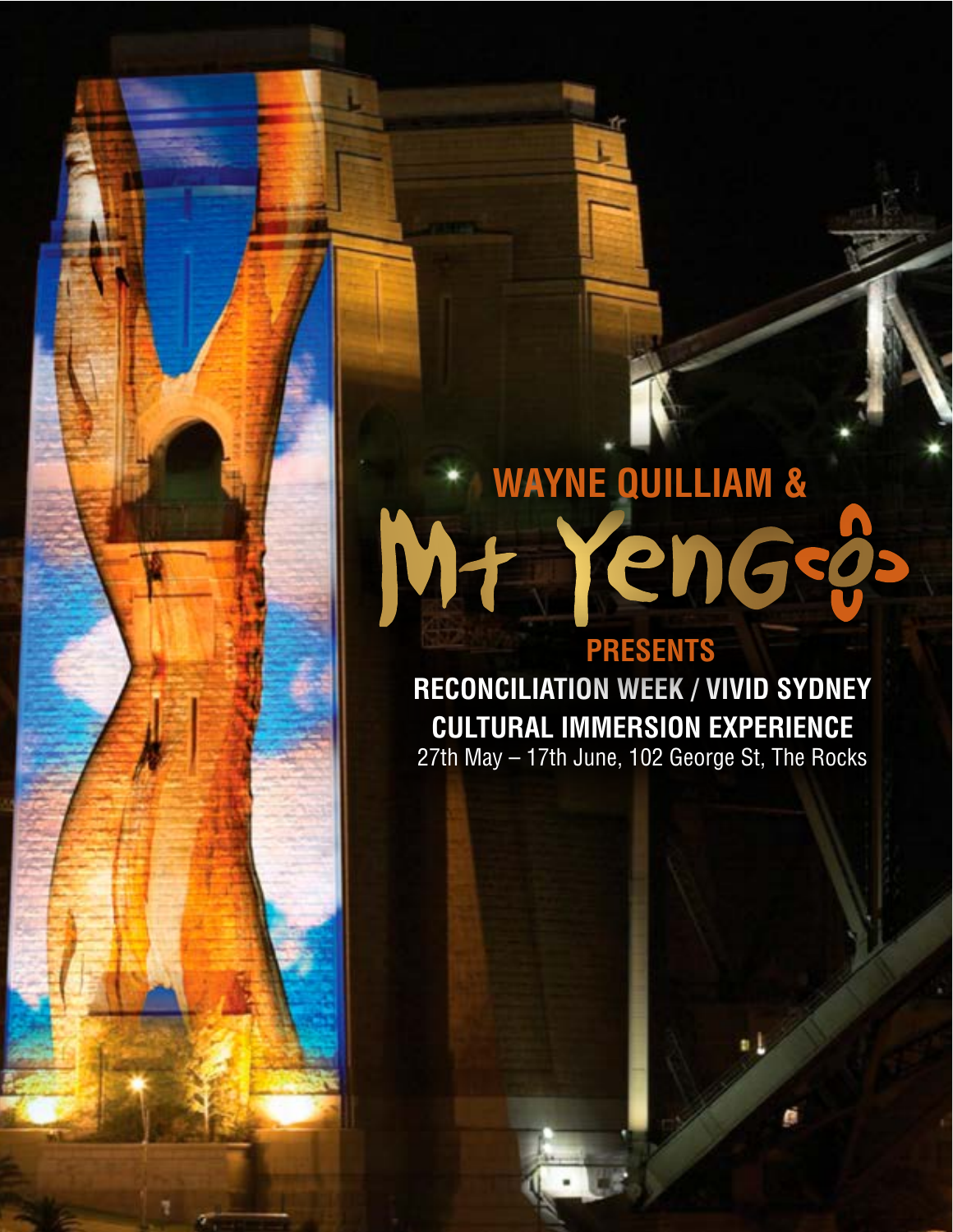**WAYNE QUILLIAM &**

# Mt Yengo

**PRESENTS**

**RECONCILIATION WEEK / VIVID SYDNEY**

**CULTURAL IMMERSION EXPERIENCE**

27th May – 17th June, 102 George St, The Rocks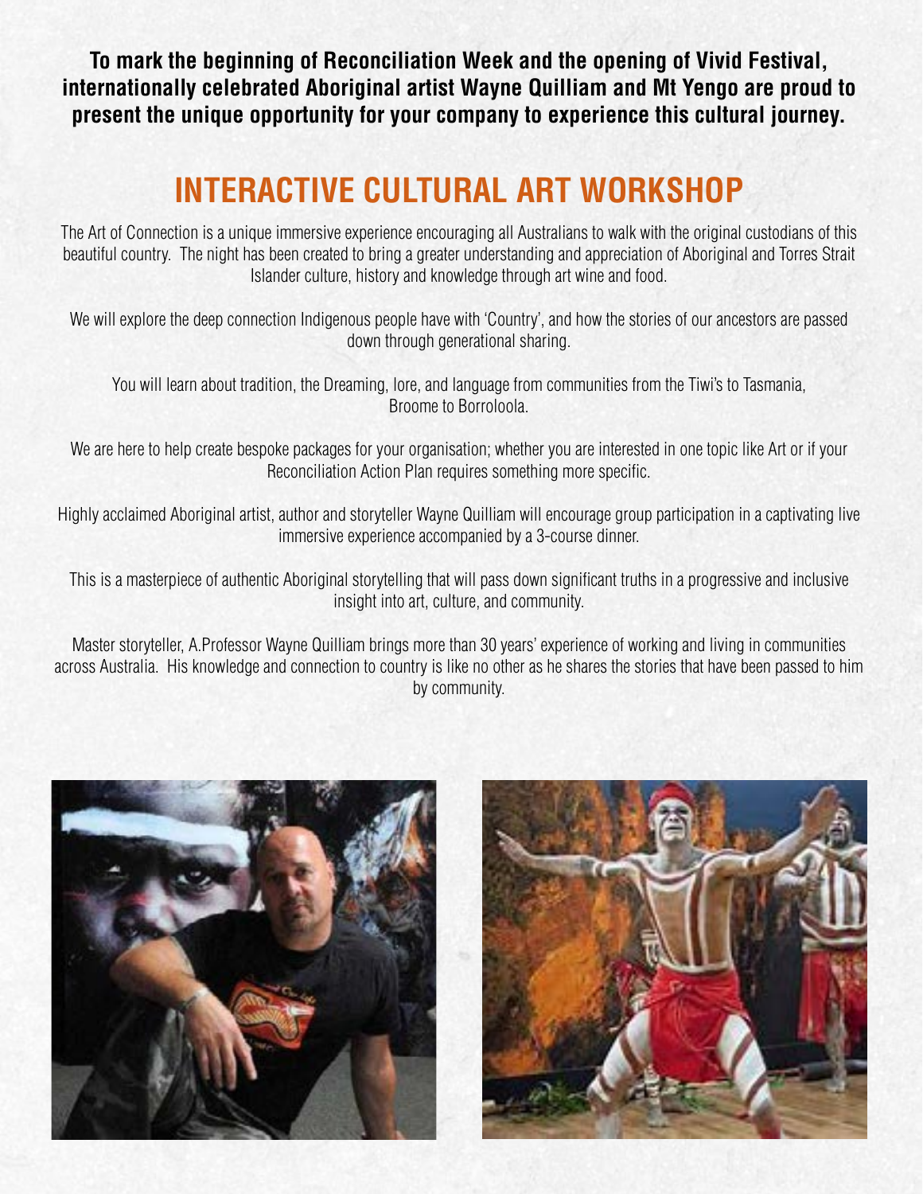**To mark the beginning of Reconciliation Week and the opening of Vivid Festival, internationally celebrated Aboriginal artist Wayne Quilliam and Mt Yengo are proud to present the unique opportunity for your company to experience this cultural journey.**

# INTERACTIVE CULTURAL ART WORKSHOP

The Art of Connection is a unique immersive experience encouraging all Australians to walk with the original custodians of this beautiful country. The night has been created to bring a greater understanding and appreciation of Aboriginal and Torres Strait Islander culture, history and knowledge through art wine and food.

We will explore the deep connection Indigenous people have with 'Country', and how the stories of our ancestors are passed down through generational sharing.

You will learn about tradition, the Dreaming, lore, and language from communities from the Tiwi's to Tasmania, Broome to Borroloola.

We are here to help create bespoke packages for your organisation; whether you are interested in one topic like Art or if your Reconciliation Action Plan requires something more specific.

Highly acclaimed Aboriginal artist, author and storyteller Wayne Quilliam will encourage group participation in a captivating live immersive experience accompanied by a 3-course dinner.

This is a masterpiece of authentic Aboriginal storytelling that will pass down significant truths in a progressive and inclusive insight into art, culture, and community.

Master storyteller, A.Professor Wayne Quilliam brings more than 30 years' experience of working and living in communities across Australia. His knowledge and connection to country is like no other as he shares the stories that have been passed to him by community.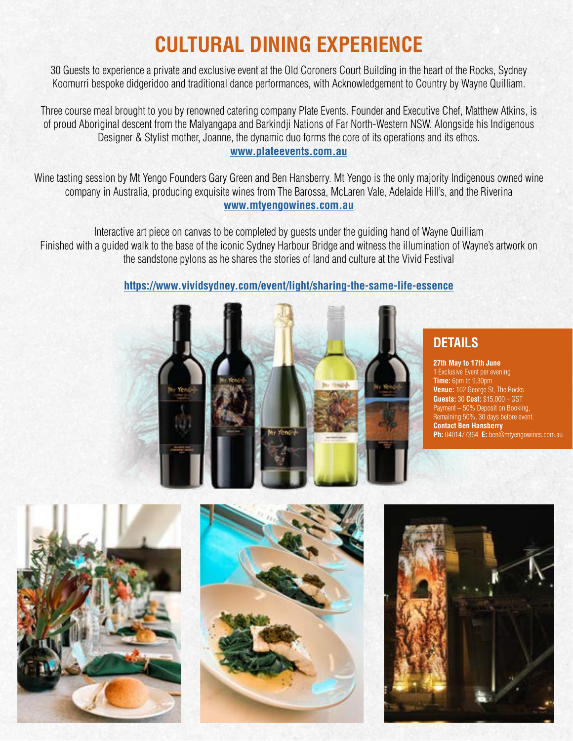# CULTURAL DINING EXPERIENCE

30 Guests to experience a private and exclusive event at the Old Coroners Court Building in the heart of the Rocks, Sydney Koomurri bespoke didgeridoo and traditional dance performances, with Acknowledgement to Country by Wayne Quilliam.

Three course meal brought to you by renowned catering company Plate Events. Founder and Executive Chef, Matthew Atkins, is of proud Aboriginal descent from the Malyangapa and Barkindji Nations of Far North-Western NSW. Alongside his Indigenous Designer & Stylist mother, Joanne, the dynamic duo forms the core of its operations and its ethos.

**www.plateevents.com.au**

Wine tasting session by Mt Yengo Founders Gary Green and Ben Hansberry. Mt Yengo is the only majority Indigenous owned wine company in Australia, producing exquisite wines from The Barossa, McLaren Vale, Adelaide Hill's, and the Riverina

**www.mtyengowines.com.au**

Interactive art piece on canvas to be completed by guests under the guiding hand of Wayne Quilliam

Finished with a guided walk to the base of the iconic Sydney Harbour Bridge and witness the illumination of Wayne's artwork on the sandstone pylons as he shares the stories of land and culture at the Vivid Festival

**https://www.vividsydney.com/event/light/sharing-the-same-life-essence**

## DETAILS

**27th May to 17th June**
1 Exclusive Event per evening
**Time:** 6pm to 9.30pm
**Venue:** 102 George St, The Rocks
**Guests:** 30 **Cost:** $15,000 + GST
Payment – 50% Deposit on Booking, Remaining 50%, 30 days before event.
**Contact Ben Hansberry**
**Ph:** 0401477364 **E:** ben@mtyengowines.com.au